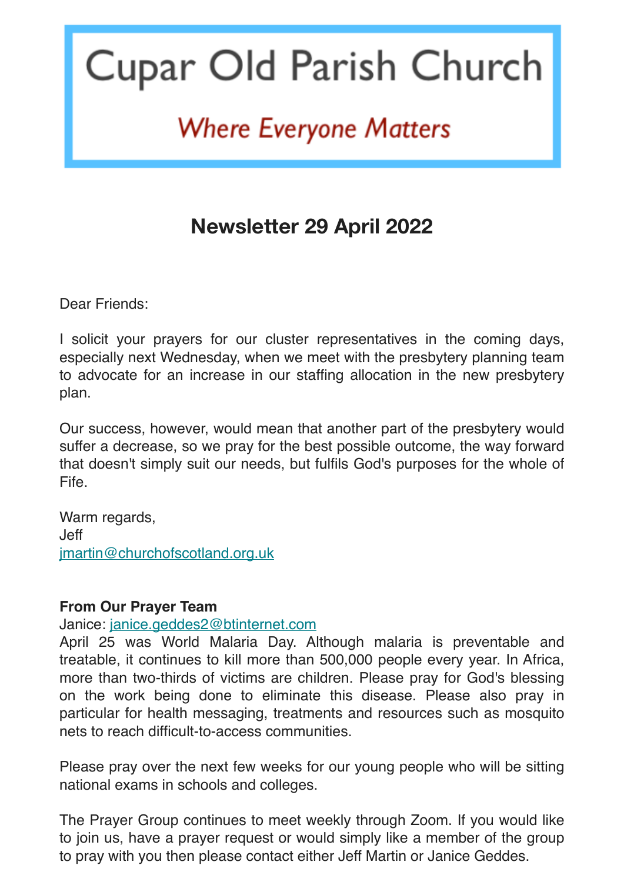# Cupar Old Parish Church

*Where Everyone Matters*

## Newsletter 29 April 2022

Dear Friends:

I solicit your prayers for our cluster representatives in the coming days, especially next Wednesday, when we meet with the presbytery planning team to advocate for an increase in our staffing allocation in the new presbytery plan.

Our success, however, would mean that another part of the presbytery would suffer a decrease, so we pray for the best possible outcome, the way forward that doesn't simply suit our needs, but fulfils God's purposes for the whole of Fife.

Warm regards,
Jeff
jmartin@churchofscotland.org.uk

**From Our Prayer Team**
Janice: janice.geddes2@btinternet.com
April 25 was World Malaria Day. Although malaria is preventable and treatable, it continues to kill more than 500,000 people every year. In Africa, more than two-thirds of victims are children. Please pray for God's blessing on the work being done to eliminate this disease. Please also pray in particular for health messaging, treatments and resources such as mosquito nets to reach difficult-to-access communities.

Please pray over the next few weeks for our young people who will be sitting national exams in schools and colleges.

The Prayer Group continues to meet weekly through Zoom. If you would like to join us, have a prayer request or would simply like a member of the group to pray with you then please contact either Jeff Martin or Janice Geddes.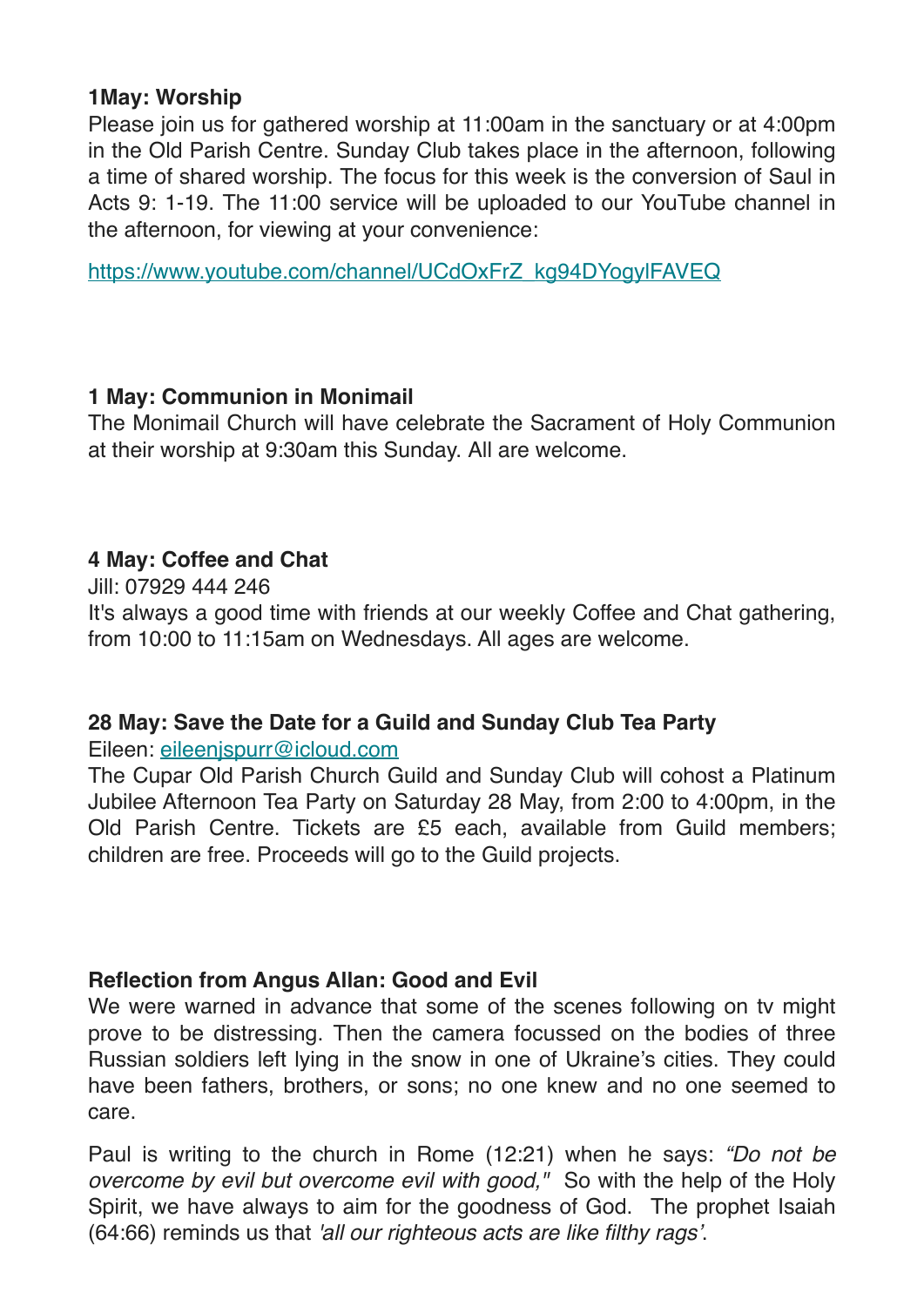**1May: Worship**

Please join us for gathered worship at 11:00am in the sanctuary or at 4:00pm in the Old Parish Centre. Sunday Club takes place in the afternoon, following a time of shared worship. The focus for this week is the conversion of Saul in Acts 9: 1-19. The 11:00 service will be uploaded to our YouTube channel in the afternoon, for viewing at your convenience:

https://www.youtube.com/channel/UCdOxFrZ_kg94DYogylFAVEQ

**1 May: Communion in Monimail**

The Monimail Church will have celebrate the Sacrament of Holy Communion at their worship at 9:30am this Sunday. All are welcome.

**4 May: Coffee and Chat**

Jill: 07929 444 246

It's always a good time with friends at our weekly Coffee and Chat gathering, from 10:00 to 11:15am on Wednesdays. All ages are welcome.

**28 May: Save the Date for a Guild and Sunday Club Tea Party**

Eileen: eileenjspurr@icloud.com

The Cupar Old Parish Church Guild and Sunday Club will cohost a Platinum Jubilee Afternoon Tea Party on Saturday 28 May, from 2:00 to 4:00pm, in the Old Parish Centre. Tickets are £5 each, available from Guild members; children are free. Proceeds will go to the Guild projects.

**Reflection from Angus Allan: Good and Evil**

We were warned in advance that some of the scenes following on tv might prove to be distressing. Then the camera focussed on the bodies of three Russian soldiers left lying in the snow in one of Ukraine's cities. They could have been fathers, brothers, or sons; no one knew and no one seemed to care.

Paul is writing to the church in Rome (12:21) when he says: *"Do not be overcome by evil but overcome evil with good,"* So with the help of the Holy Spirit, we have always to aim for the goodness of God. The prophet Isaiah (64:66) reminds us that *'all our righteous acts are like filthy rags'.*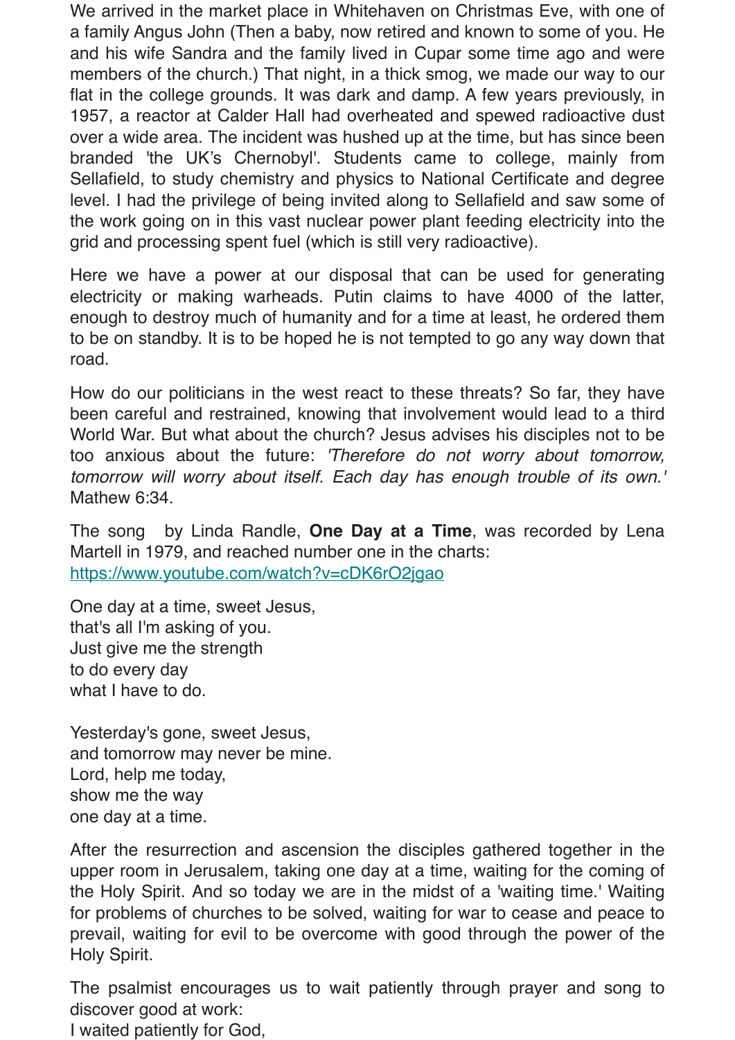We arrived in the market place in Whitehaven on Christmas Eve, with one of a family Angus John (Then a baby, now retired and known to some of you. He and his wife Sandra and the family lived in Cupar some time ago and were members of the church.) That night, in a thick smog, we made our way to our flat in the college grounds. It was dark and damp. A few years previously, in 1957, a reactor at Calder Hall had overheated and spewed radioactive dust over a wide area. The incident was hushed up at the time, but has since been branded 'the UK's Chernobyl'. Students came to college, mainly from Sellafield, to study chemistry and physics to National Certificate and degree level. I had the privilege of being invited along to Sellafield and saw some of the work going on in this vast nuclear power plant feeding electricity into the grid and processing spent fuel (which is still very radioactive).

Here we have a power at our disposal that can be used for generating electricity or making warheads. Putin claims to have 4000 of the latter, enough to destroy much of humanity and for a time at least, he ordered them to be on standby. It is to be hoped he is not tempted to go any way down that road.

How do our politicians in the west react to these threats? So far, they have been careful and restrained, knowing that involvement would lead to a third World War. But what about the church? Jesus advises his disciples not to be too anxious about the future: *'Therefore do not worry about tomorrow, tomorrow will worry about itself. Each day has enough trouble of its own.'* Mathew 6:34.

The song by Linda Randle, **One Day at a Time**, was recorded by Lena Martell in 1979, and reached number one in the charts:
https://www.youtube.com/watch?v=cDK6rO2jgao

One day at a time, sweet Jesus,
that's all I'm asking of you.
Just give me the strength
to do every day
what I have to do.

Yesterday's gone, sweet Jesus,
and tomorrow may never be mine.
Lord, help me today,
show me the way
one day at a time.

After the resurrection and ascension the disciples gathered together in the upper room in Jerusalem, taking one day at a time, waiting for the coming of the Holy Spirit. And so today we are in the midst of a 'waiting time.' Waiting for problems of churches to be solved, waiting for war to cease and peace to prevail, waiting for evil to be overcome with good through the power of the Holy Spirit.

The psalmist encourages us to wait patiently through prayer and song to discover good at work:
I waited patiently for God,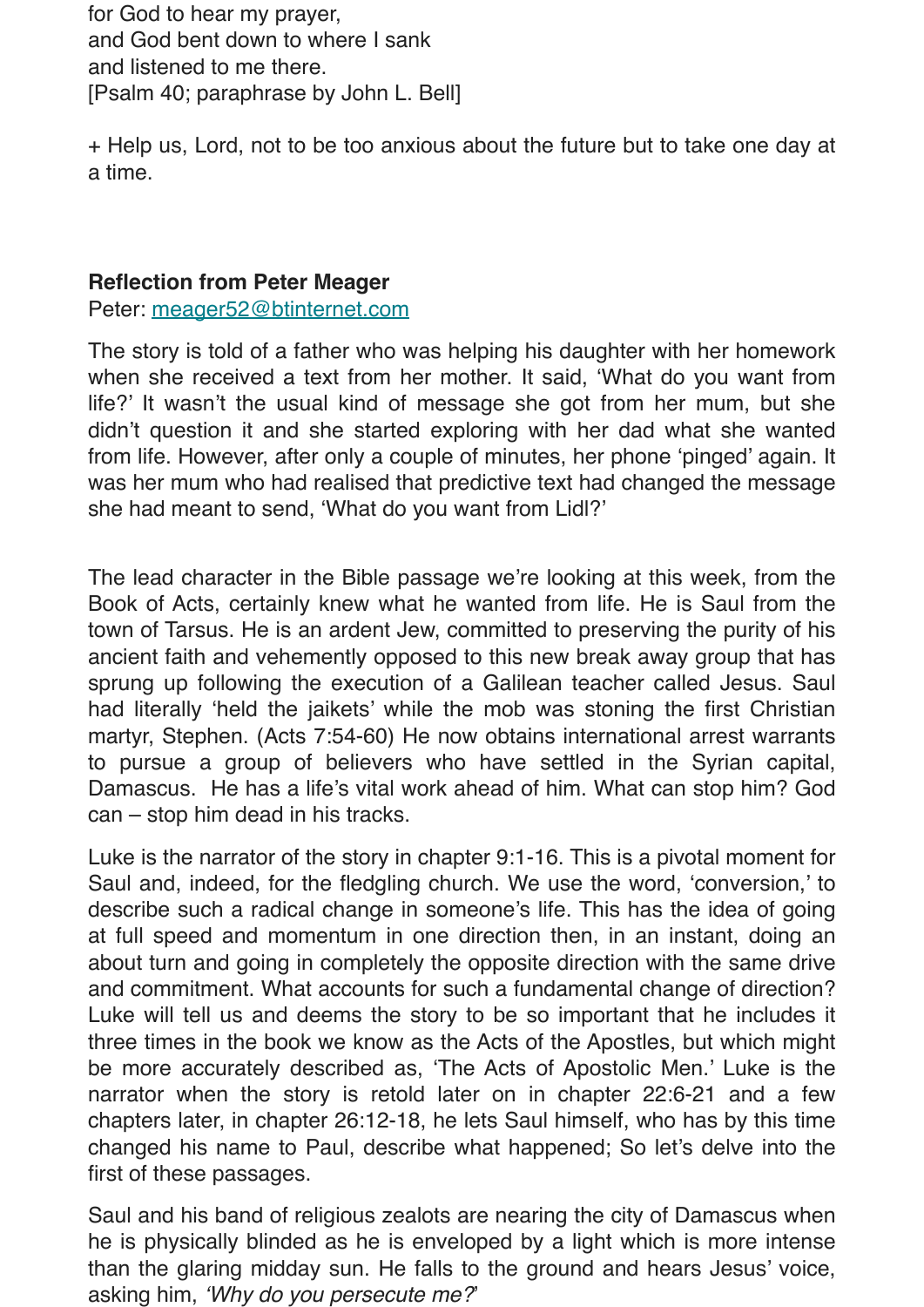for God to hear my prayer,
and God bent down to where I sank
and listened to me there.
[Psalm 40; paraphrase by John L. Bell]

+ Help us, Lord, not to be too anxious about the future but to take one day at a time.

**Reflection from Peter Meager**

Peter: [meager52@btinternet.com](mailto:meager52@btinternet.com)

The story is told of a father who was helping his daughter with her homework when she received a text from her mother. It said, 'What do you want from life?' It wasn't the usual kind of message she got from her mum, but she didn't question it and she started exploring with her dad what she wanted from life. However, after only a couple of minutes, her phone 'pinged' again. It was her mum who had realised that predictive text had changed the message she had meant to send, 'What do you want from Lidl?'

The lead character in the Bible passage we're looking at this week, from the Book of Acts, certainly knew what he wanted from life. He is Saul from the town of Tarsus. He is an ardent Jew, committed to preserving the purity of his ancient faith and vehemently opposed to this new break away group that has sprung up following the execution of a Galilean teacher called Jesus. Saul had literally 'held the jaikets' while the mob was stoning the first Christian martyr, Stephen. (Acts 7:54-60) He now obtains international arrest warrants to pursue a group of believers who have settled in the Syrian capital, Damascus. He has a life's vital work ahead of him. What can stop him? God can – stop him dead in his tracks.

Luke is the narrator of the story in chapter 9:1-16. This is a pivotal moment for Saul and, indeed, for the fledgling church. We use the word, 'conversion,' to describe such a radical change in someone's life. This has the idea of going at full speed and momentum in one direction then, in an instant, doing an about turn and going in completely the opposite direction with the same drive and commitment. What accounts for such a fundamental change of direction? Luke will tell us and deems the story to be so important that he includes it three times in the book we know as the Acts of the Apostles, but which might be more accurately described as, 'The Acts of Apostolic Men.' Luke is the narrator when the story is retold later on in chapter 22:6-21 and a few chapters later, in chapter 26:12-18, he lets Saul himself, who has by this time changed his name to Paul, describe what happened; So let's delve into the first of these passages.

Saul and his band of religious zealots are nearing the city of Damascus when he is physically blinded as he is enveloped by a light which is more intense than the glaring midday sun. He falls to the ground and hears Jesus' voice, asking him, *'Why do you persecute me?'*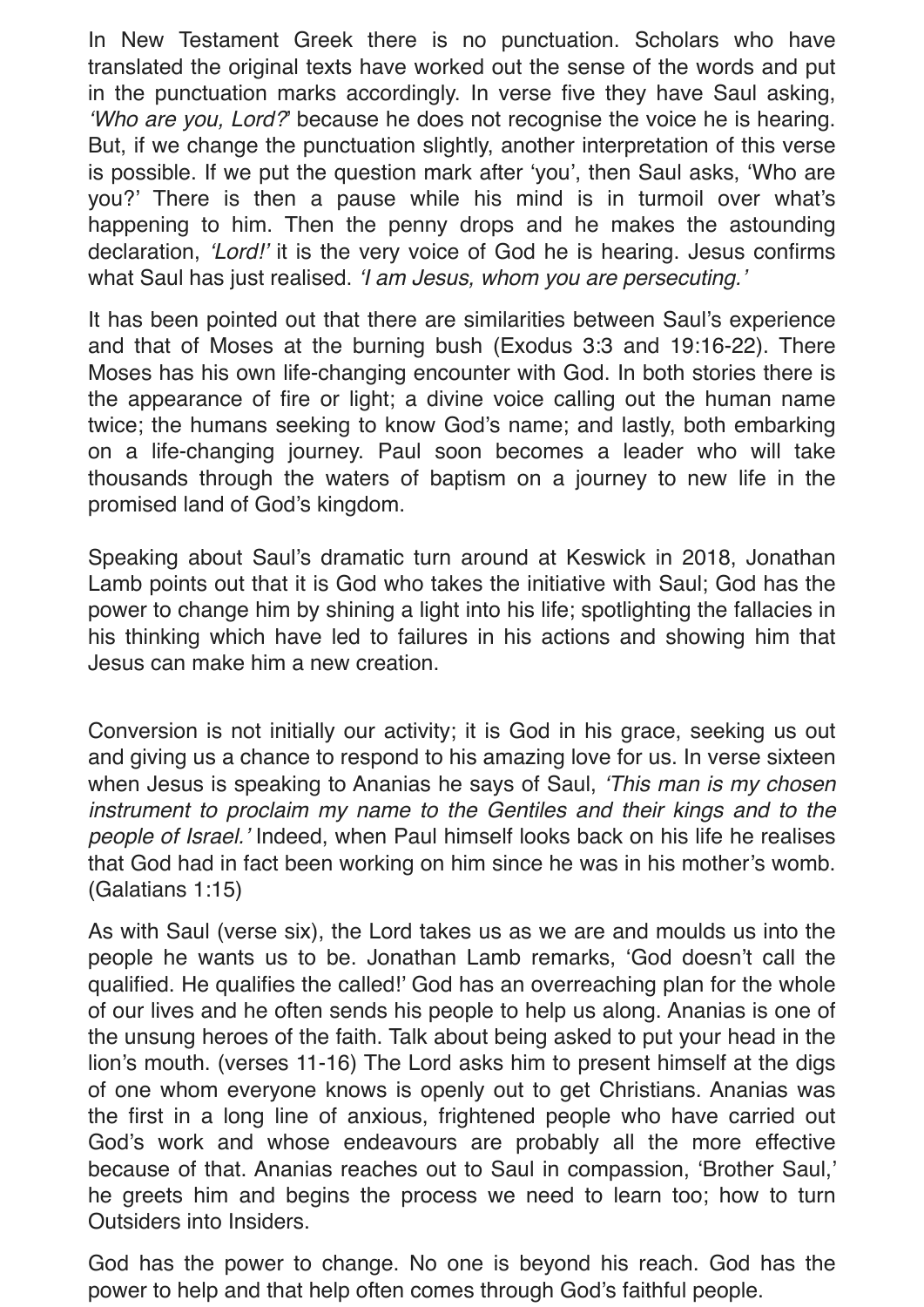In New Testament Greek there is no punctuation. Scholars who have translated the original texts have worked out the sense of the words and put in the punctuation marks accordingly. In verse five they have Saul asking, *'Who are you, Lord?'* because he does not recognise the voice he is hearing. But, if we change the punctuation slightly, another interpretation of this verse is possible. If we put the question mark after 'you', then Saul asks, 'Who are you?' There is then a pause while his mind is in turmoil over what's happening to him. Then the penny drops and he makes the astounding declaration, *'Lord!'* it is the very voice of God he is hearing. Jesus confirms what Saul has just realised. *'I am Jesus, whom you are persecuting.'*

It has been pointed out that there are similarities between Saul's experience and that of Moses at the burning bush (Exodus 3:3 and 19:16-22). There Moses has his own life-changing encounter with God. In both stories there is the appearance of fire or light; a divine voice calling out the human name twice; the humans seeking to know God's name; and lastly, both embarking on a life-changing journey. Paul soon becomes a leader who will take thousands through the waters of baptism on a journey to new life in the promised land of God's kingdom.

Speaking about Saul's dramatic turn around at Keswick in 2018, Jonathan Lamb points out that it is God who takes the initiative with Saul; God has the power to change him by shining a light into his life; spotlighting the fallacies in his thinking which have led to failures in his actions and showing him that Jesus can make him a new creation.

Conversion is not initially our activity; it is God in his grace, seeking us out and giving us a chance to respond to his amazing love for us. In verse sixteen when Jesus is speaking to Ananias he says of Saul, *'This man is my chosen instrument to proclaim my name to the Gentiles and their kings and to the people of Israel.'* Indeed, when Paul himself looks back on his life he realises that God had in fact been working on him since he was in his mother's womb. (Galatians 1:15)

As with Saul (verse six), the Lord takes us as we are and moulds us into the people he wants us to be. Jonathan Lamb remarks, 'God doesn't call the qualified. He qualifies the called!' God has an overreaching plan for the whole of our lives and he often sends his people to help us along. Ananias is one of the unsung heroes of the faith. Talk about being asked to put your head in the lion's mouth. (verses 11-16) The Lord asks him to present himself at the digs of one whom everyone knows is openly out to get Christians. Ananias was the first in a long line of anxious, frightened people who have carried out God's work and whose endeavours are probably all the more effective because of that. Ananias reaches out to Saul in compassion, 'Brother Saul,' he greets him and begins the process we need to learn too; how to turn Outsiders into Insiders.

God has the power to change. No one is beyond his reach. God has the power to help and that help often comes through God's faithful people.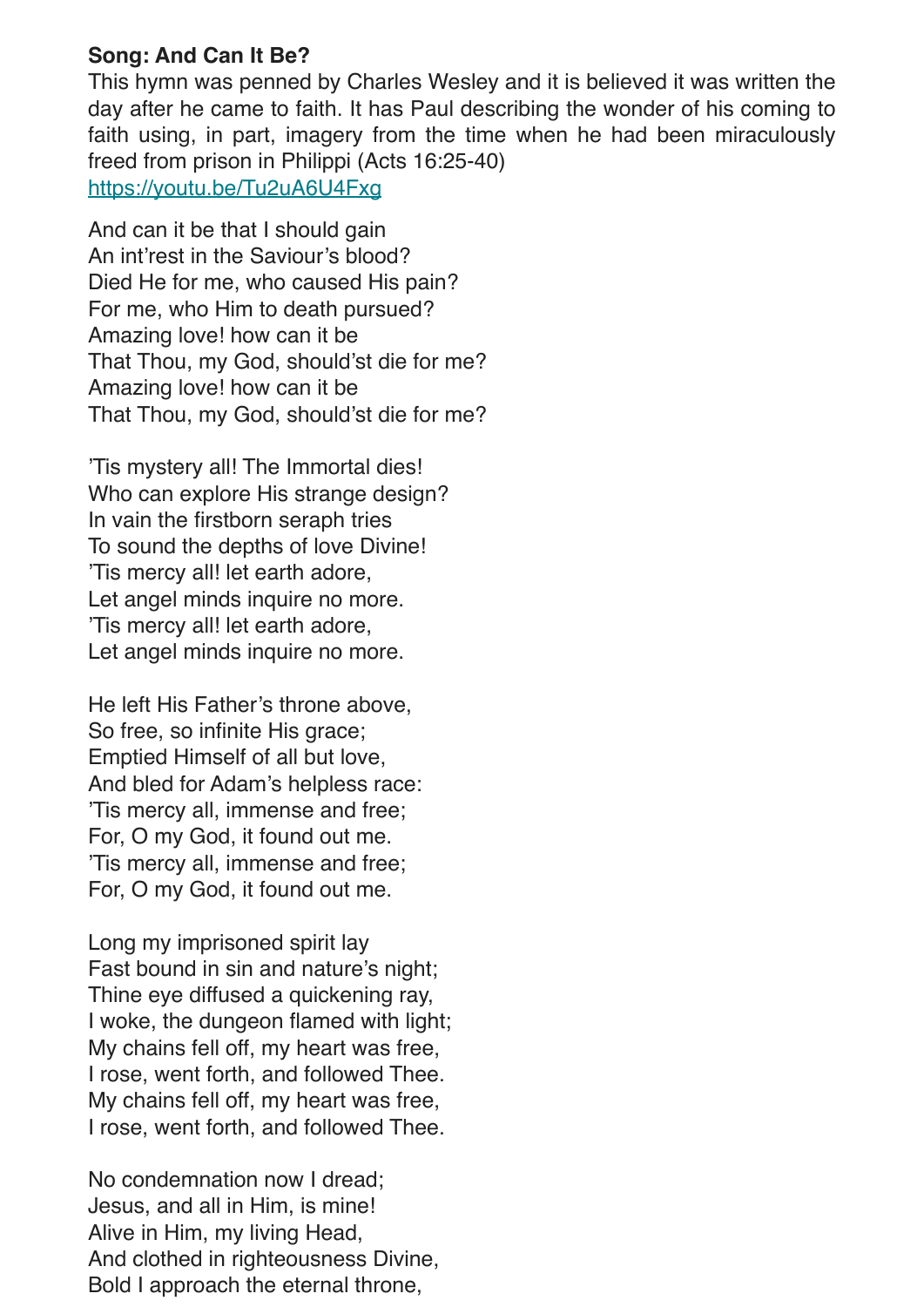**Song: And Can It Be?**

This hymn was penned by Charles Wesley and it is believed it was written the day after he came to faith. It has Paul describing the wonder of his coming to faith using, in part, imagery from the time when he had been miraculously freed from prison in Philippi (Acts 16:25-40)
[https://youtu.be/Tu2uA6U4Fxg](https://youtu.be/Tu2uA6U4Fxg)

And can it be that I should gain
An int'rest in the Saviour's blood?
Died He for me, who caused His pain?
For me, who Him to death pursued?
Amazing love! how can it be
That Thou, my God, should'st die for me?
Amazing love! how can it be
That Thou, my God, should'st die for me?

'Tis mystery all! The Immortal dies!
Who can explore His strange design?
In vain the firstborn seraph tries
To sound the depths of love Divine!
'Tis mercy all! let earth adore,
Let angel minds inquire no more.
'Tis mercy all! let earth adore,
Let angel minds inquire no more.

He left His Father's throne above,
So free, so infinite His grace;
Emptied Himself of all but love,
And bled for Adam's helpless race:
'Tis mercy all, immense and free;
For, O my God, it found out me.
'Tis mercy all, immense and free;
For, O my God, it found out me.

Long my imprisoned spirit lay
Fast bound in sin and nature's night;
Thine eye diffused a quickening ray,
I woke, the dungeon flamed with light;
My chains fell off, my heart was free,
I rose, went forth, and followed Thee.
My chains fell off, my heart was free,
I rose, went forth, and followed Thee.

No condemnation now I dread;
Jesus, and all in Him, is mine!
Alive in Him, my living Head,
And clothed in righteousness Divine,
Bold I approach the eternal throne,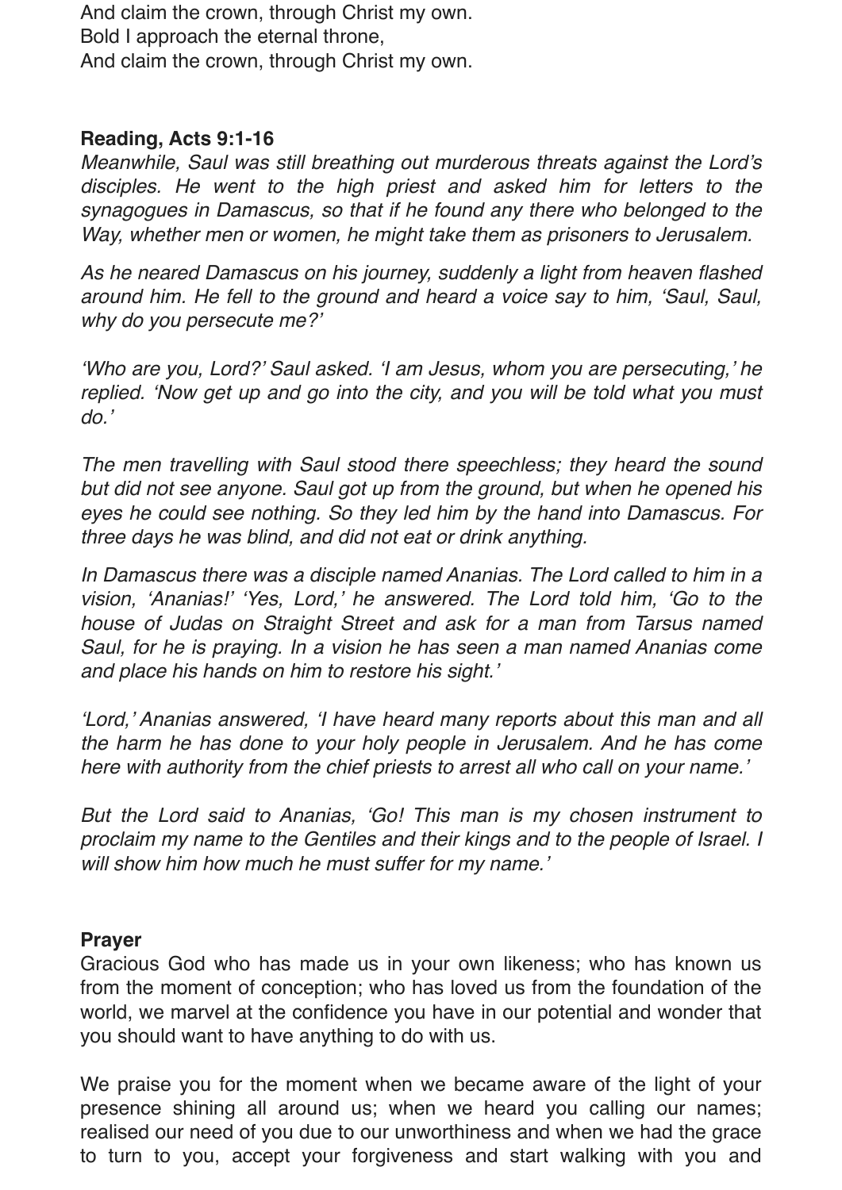And claim the crown, through Christ my own.
Bold I approach the eternal throne,
And claim the crown, through Christ my own.

**Reading, Acts 9:1-16**

*Meanwhile, Saul was still breathing out murderous threats against the Lord's disciples. He went to the high priest and asked him for letters to the synagogues in Damascus, so that if he found any there who belonged to the Way, whether men or women, he might take them as prisoners to Jerusalem.*

*As he neared Damascus on his journey, suddenly a light from heaven flashed around him. He fell to the ground and heard a voice say to him, 'Saul, Saul, why do you persecute me?'*

*'Who are you, Lord?' Saul asked. 'I am Jesus, whom you are persecuting,' he replied. 'Now get up and go into the city, and you will be told what you must do.'*

*The men travelling with Saul stood there speechless; they heard the sound but did not see anyone. Saul got up from the ground, but when he opened his eyes he could see nothing. So they led him by the hand into Damascus. For three days he was blind, and did not eat or drink anything.*

*In Damascus there was a disciple named Ananias. The Lord called to him in a vision, 'Ananias!' 'Yes, Lord,' he answered. The Lord told him, 'Go to the house of Judas on Straight Street and ask for a man from Tarsus named Saul, for he is praying. In a vision he has seen a man named Ananias come and place his hands on him to restore his sight.'*

*'Lord,' Ananias answered, 'I have heard many reports about this man and all the harm he has done to your holy people in Jerusalem. And he has come here with authority from the chief priests to arrest all who call on your name.'*

*But the Lord said to Ananias, 'Go! This man is my chosen instrument to proclaim my name to the Gentiles and their kings and to the people of Israel. I will show him how much he must suffer for my name.'*

**Prayer**

Gracious God who has made us in your own likeness; who has known us from the moment of conception; who has loved us from the foundation of the world, we marvel at the confidence you have in our potential and wonder that you should want to have anything to do with us.

We praise you for the moment when we became aware of the light of your presence shining all around us; when we heard you calling our names; realised our need of you due to our unworthiness and when we had the grace to turn to you, accept your forgiveness and start walking with you and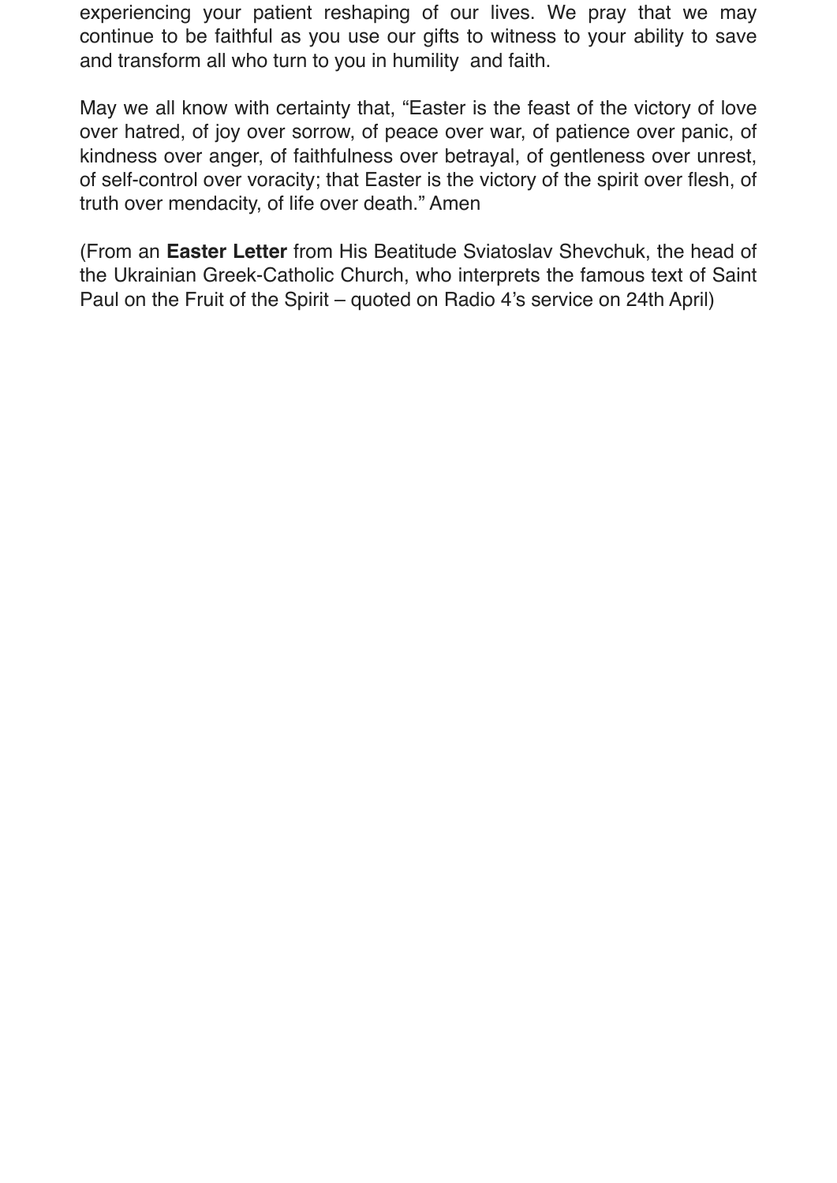experiencing your patient reshaping of our lives. We pray that we may continue to be faithful as you use our gifts to witness to your ability to save and transform all who turn to you in humility and faith.

May we all know with certainty that, "Easter is the feast of the victory of love over hatred, of joy over sorrow, of peace over war, of patience over panic, of kindness over anger, of faithfulness over betrayal, of gentleness over unrest, of self-control over voracity; that Easter is the victory of the spirit over flesh, of truth over mendacity, of life over death." Amen

(From an **Easter Letter** from His Beatitude Sviatoslav Shevchuk, the head of the Ukrainian Greek-Catholic Church, who interprets the famous text of Saint Paul on the Fruit of the Spirit – quoted on Radio 4's service on 24th April)